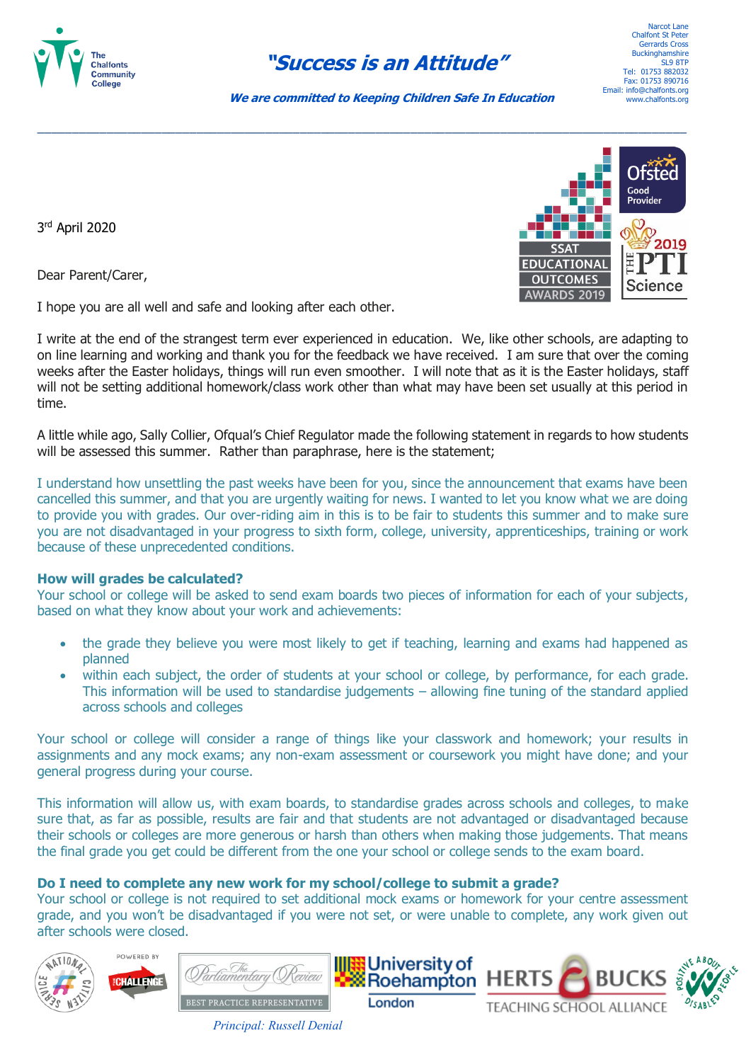The Chalfonts Community College

*"Success is an Attitude"*

**We are committed to Keeping Children Safe In Education**

Narcot Lane
Chalfont St Peter
Gerrards Cross
Buckinghamshire
SL9 8TP
Tel: 01753 882032
Fax: 01753 890716
Email: info@chalfonts.org
www.chalfonts.org

---

3rd April 2020

Dear Parent/Carer,

I hope you are all well and safe and looking after each other.

I write at the end of the strangest term ever experienced in education. We, like other schools, are adapting to on line learning and working and thank you for the feedback we have received. I am sure that over the coming weeks after the Easter holidays, things will run even smoother. I will note that as it is the Easter holidays, staff will not be setting additional homework/class work other than what may have been set usually at this period in time.

A little while ago, Sally Collier, Ofqual's Chief Regulator made the following statement in regards to how students will be assessed this summer. Rather than paraphrase, here is the statement;

I understand how unsettling the past weeks have been for you, since the announcement that exams have been cancelled this summer, and that you are urgently waiting for news. I wanted to let you know what we are doing to provide you with grades. Our over-riding aim in this is to be fair to students this summer and to make sure you are not disadvantaged in your progress to sixth form, college, university, apprenticeships, training or work because of these unprecedented conditions.

**How will grades be calculated?**

Your school or college will be asked to send exam boards two pieces of information for each of your subjects, based on what they know about your work and achievements:

- the grade they believe you were most likely to get if teaching, learning and exams had happened as planned
- within each subject, the order of students at your school or college, by performance, for each grade. This information will be used to standardise judgements – allowing fine tuning of the standard applied across schools and colleges

Your school or college will consider a range of things like your classwork and homework; your results in assignments and any mock exams; any non-exam assessment or coursework you might have done; and your general progress during your course.

This information will allow us, with exam boards, to standardise grades across schools and colleges, to make sure that, as far as possible, results are fair and that students are not advantaged or disadvantaged because their schools or colleges are more generous or harsh than others when making those judgements. That means the final grade you get could be different from the one your school or college sends to the exam board.

**Do I need to complete any new work for my school/college to submit a grade?**

Your school or college is not required to set additional mock exams or homework for your centre assessment grade, and you won't be disadvantaged if you were not set, or were unable to complete, any work given out after schools were closed.

*Principal: Russell Denial*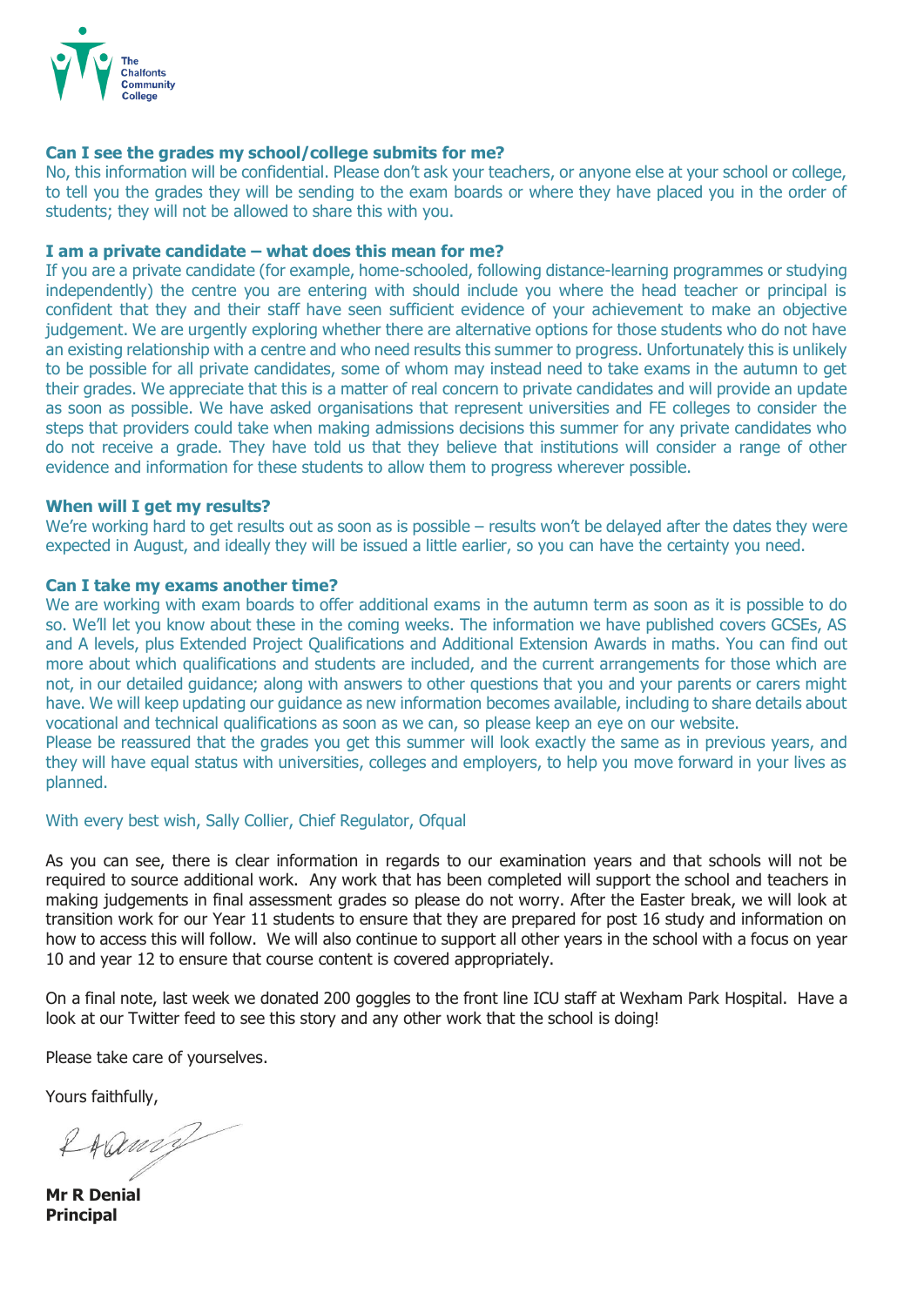### Can I see the grades my school/college submits for me?

No, this information will be confidential. Please don't ask your teachers, or anyone else at your school or college, to tell you the grades they will be sending to the exam boards or where they have placed you in the order of students; they will not be allowed to share this with you.

### I am a private candidate – what does this mean for me?

If you are a private candidate (for example, home-schooled, following distance-learning programmes or studying independently) the centre you are entering with should include you where the head teacher or principal is confident that they and their staff have seen sufficient evidence of your achievement to make an objective judgement. We are urgently exploring whether there are alternative options for those students who do not have an existing relationship with a centre and who need results this summer to progress. Unfortunately this is unlikely to be possible for all private candidates, some of whom may instead need to take exams in the autumn to get their grades. We appreciate that this is a matter of real concern to private candidates and will provide an update as soon as possible. We have asked organisations that represent universities and FE colleges to consider the steps that providers could take when making admissions decisions this summer for any private candidates who do not receive a grade. They have told us that they believe that institutions will consider a range of other evidence and information for these students to allow them to progress wherever possible.

### When will I get my results?

We're working hard to get results out as soon as is possible – results won't be delayed after the dates they were expected in August, and ideally they will be issued a little earlier, so you can have the certainty you need.

### Can I take my exams another time?

We are working with exam boards to offer additional exams in the autumn term as soon as it is possible to do so. We'll let you know about these in the coming weeks. The information we have published covers GCSEs, AS and A levels, plus Extended Project Qualifications and Additional Extension Awards in maths. You can find out more about which qualifications and students are included, and the current arrangements for those which are not, in our detailed guidance; along with answers to other questions that you and your parents or carers might have. We will keep updating our guidance as new information becomes available, including to share details about vocational and technical qualifications as soon as we can, so please keep an eye on our website.

Please be reassured that the grades you get this summer will look exactly the same as in previous years, and they will have equal status with universities, colleges and employers, to help you move forward in your lives as planned.

With every best wish, Sally Collier, Chief Regulator, Ofqual

As you can see, there is clear information in regards to our examination years and that schools will not be required to source additional work. Any work that has been completed will support the school and teachers in making judgements in final assessment grades so please do not worry. After the Easter break, we will look at transition work for our Year 11 students to ensure that they are prepared for post 16 study and information on how to access this will follow. We will also continue to support all other years in the school with a focus on year 10 and year 12 to ensure that course content is covered appropriately.

On a final note, last week we donated 200 goggles to the front line ICU staff at Wexham Park Hospital. Have a look at our Twitter feed to see this story and any other work that the school is doing!

Please take care of yourselves.

Yours faithfully,

**Mr R Denial**
**Principal**